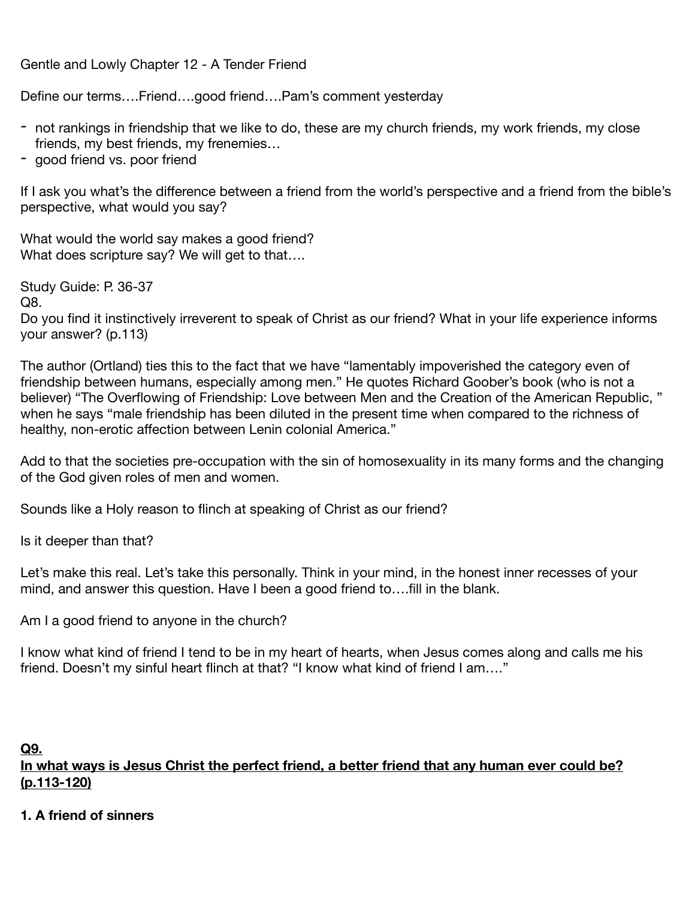Gentle and Lowly Chapter 12 - A Tender Friend

Define our terms….Friend….good friend….Pam's comment yesterday

- not rankings in friendship that we like to do, these are my church friends, my work friends, my close friends, my best friends, my frenemies…
- good friend vs. poor friend

If I ask you what's the difference between a friend from the world's perspective and a friend from the bible's perspective, what would you say?

What would the world say makes a good friend?
What does scripture say? We will get to that….

Study Guide: P. 36-37
Q8.
Do you find it instinctively irreverent to speak of Christ as our friend? What in your life experience informs your answer? (p.113)

The author (Ortland) ties this to the fact that we have "lamentably impoverished the category even of friendship between humans, especially among men." He quotes Richard Goober's book (who is not a believer) "The Overflowing of Friendship: Love between Men and the Creation of the American Republic, " when he says "male friendship has been diluted in the present time when compared to the richness of healthy, non-erotic affection between Lenin colonial America."

Add to that the societies pre-occupation with the sin of homosexuality in its many forms and the changing of the God given roles of men and women.

Sounds like a Holy reason to flinch at speaking of Christ as our friend?

Is it deeper than that?

Let's make this real. Let's take this personally. Think in your mind, in the honest inner recesses of your mind, and answer this question. Have I been a good friend to….fill in the blank.

Am I a good friend to anyone in the church?

I know what kind of friend I tend to be in my heart of hearts, when Jesus comes along and calls me his friend. Doesn't my sinful heart flinch at that? "I know what kind of friend I am…."

**<u>Q9.</u>**
**<u>In what ways is Jesus Christ the perfect friend, a better friend that any human ever could be? (p.113-120)</u>**

**1. A friend of sinners**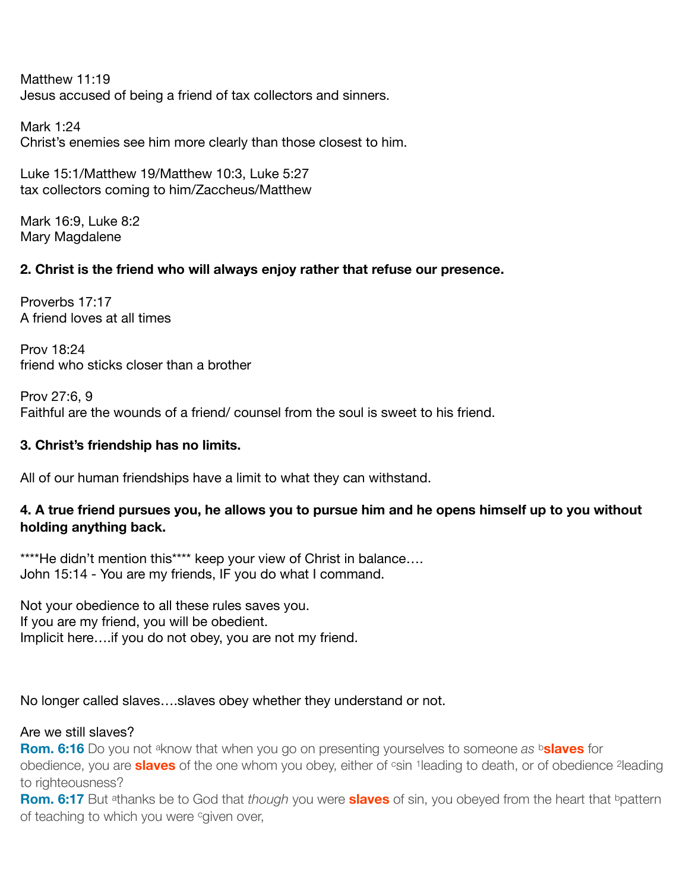Matthew 11:19
Jesus accused of being a friend of tax collectors and sinners.

Mark 1:24
Christ's enemies see him more clearly than those closest to him.

Luke 15:1/Matthew 19/Matthew 10:3, Luke 5:27
tax collectors coming to him/Zaccheus/Matthew

Mark 16:9, Luke 8:2
Mary Magdalene

**2. Christ is the friend who will always enjoy rather that refuse our presence.**

Proverbs 17:17
A friend loves at all times

Prov 18:24
friend who sticks closer than a brother

Prov 27:6, 9
Faithful are the wounds of a friend/ counsel from the soul is sweet to his friend.

**3. Christ's friendship has no limits.**

All of our human friendships have a limit to what they can withstand.

**4. A true friend pursues you, he allows you to pursue him and he opens himself up to you without holding anything back.**

****He didn't mention this**** keep your view of Christ in balance….
John 15:14 - You are my friends, IF you do what I command.

Not your obedience to all these rules saves you.
If you are my friend, you will be obedient.
Implicit here….if you do not obey, you are not my friend.

No longer called slaves….slaves obey whether they understand or not.

Are we still slaves?
**Rom. 6:16** Do you not [a]know that when you go on presenting yourselves to someone *as* [b]**slaves** for obedience, you are **slaves** of the one whom you obey, either of [c]sin [1]leading to death, or of obedience [2]leading to righteousness?
**Rom. 6:17** But [a]thanks be to God that *though* you were **slaves** of sin, you obeyed from the heart that [b]pattern of teaching to which you were [c]given over,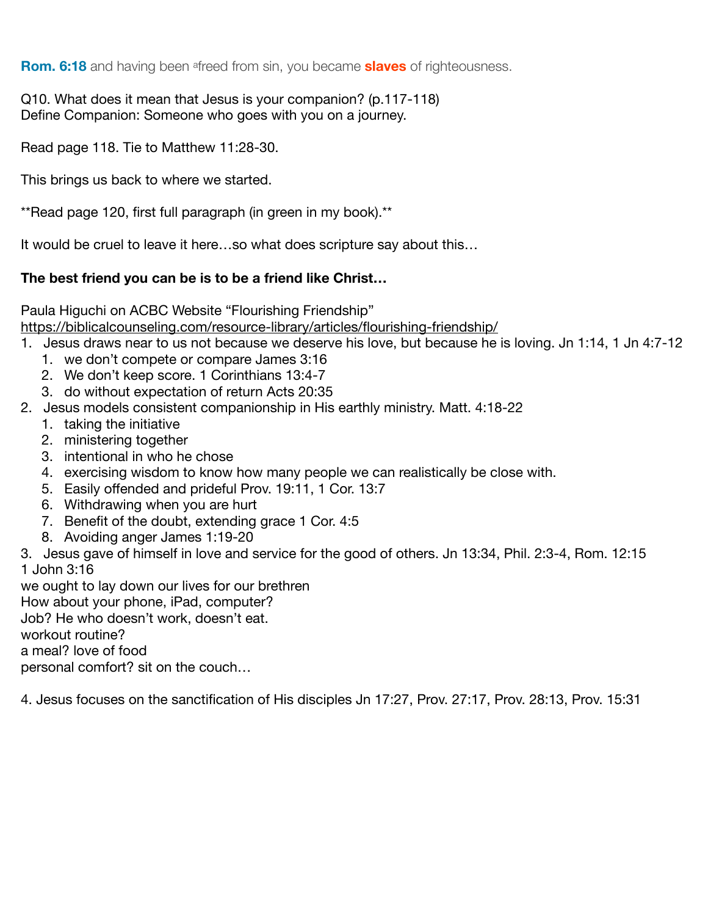**Rom. 6:18** and having been [a]freed from sin, you became **slaves** of righteousness.

Q10. What does it mean that Jesus is your companion? (p.117-118)
Define Companion: Someone who goes with you on a journey.

Read page 118. Tie to Matthew 11:28-30.

This brings us back to where we started.

**Read page 120, first full paragraph (in green in my book).**

It would be cruel to leave it here…so what does scripture say about this…

**The best friend you can be is to be a friend like Christ…**

Paula Higuchi on ACBC Website "Flourishing Friendship"
https://biblicalcounseling.com/resource-library/articles/flourishing-friendship/

1. Jesus draws near to us not because we deserve his love, but because he is loving. Jn 1:14, 1 Jn 4:7-12
   1. we don't compete or compare James 3:16
   2. We don't keep score. 1 Corinthians 13:4-7
   3. do without expectation of return Acts 20:35
2. Jesus models consistent companionship in His earthly ministry. Matt. 4:18-22
   1. taking the initiative
   2. ministering together
   3. intentional in who he chose
   4. exercising wisdom to know how many people we can realistically be close with.
   5. Easily offended and prideful Prov. 19:11, 1 Cor. 13:7
   6. Withdrawing when you are hurt
   7. Benefit of the doubt, extending grace 1 Cor. 4:5
   8. Avoiding anger James 1:19-20
3. Jesus gave of himself in love and service for the good of others. Jn 13:34, Phil. 2:3-4, Rom. 12:15

1 John 3:16
we ought to lay down our lives for our brethren
How about your phone, iPad, computer?
Job? He who doesn't work, doesn't eat.
workout routine?
a meal? love of food
personal comfort? sit on the couch…

4. Jesus focuses on the sanctification of His disciples Jn 17:27, Prov. 27:17, Prov. 28:13, Prov. 15:31